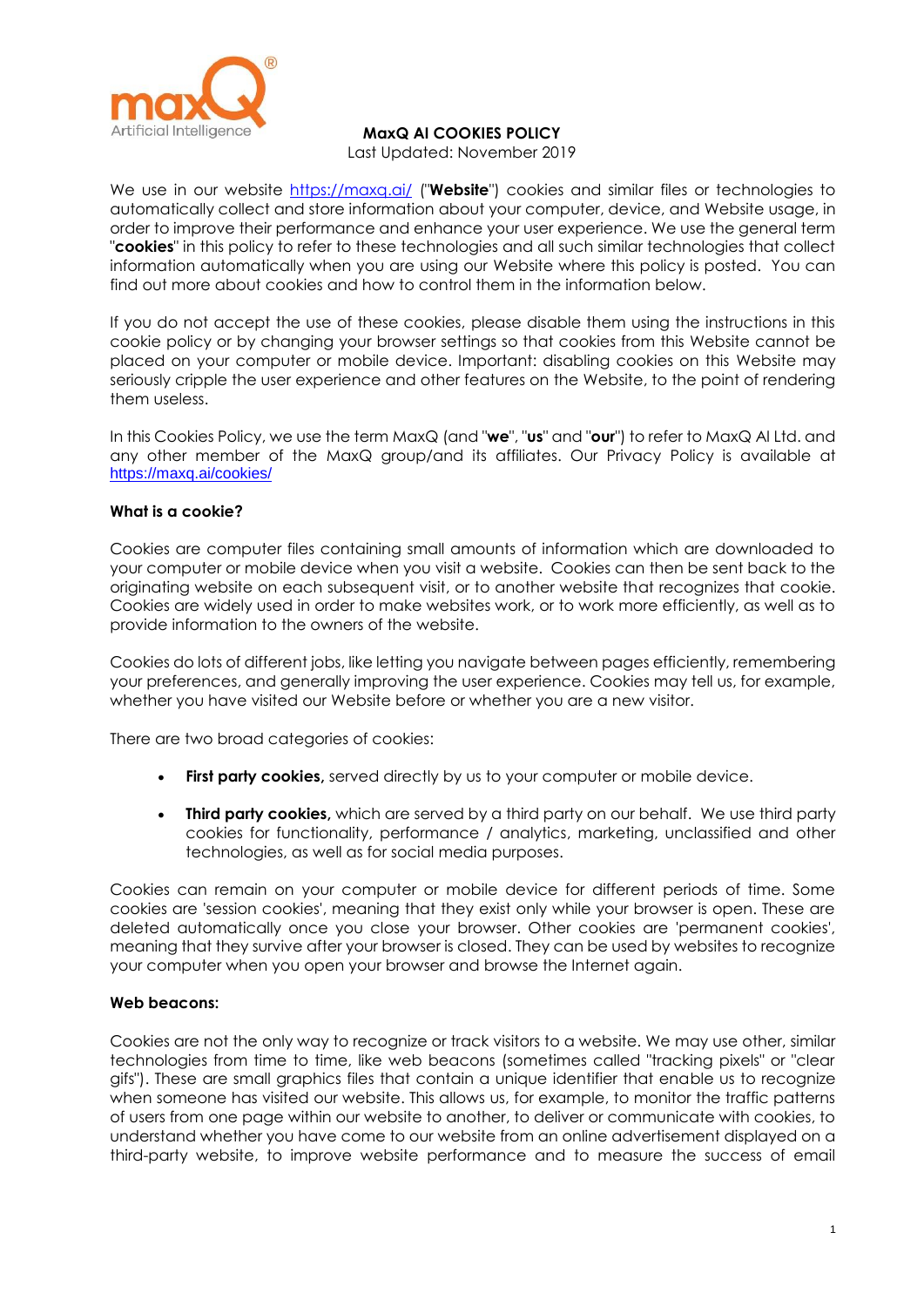# MaxQ AI COOKIES POLICY

Last Updated: November 2019

We use in our website [https://maxq.ai/](https://maxq.ai/) ("**Website**") cookies and similar files or technologies to automatically collect and store information about your computer, device, and Website usage, in order to improve their performance and enhance your user experience. We use the general term "**cookies**" in this policy to refer to these technologies and all such similar technologies that collect information automatically when you are using our Website where this policy is posted. You can find out more about cookies and how to control them in the information below.

If you do not accept the use of these cookies, please disable them using the instructions in this cookie policy or by changing your browser settings so that cookies from this Website cannot be placed on your computer or mobile device. Important: disabling cookies on this Website may seriously cripple the user experience and other features on the Website, to the point of rendering them useless.

In this Cookies Policy, we use the term MaxQ (and "**we**", "**us**" and "**our**") to refer to MaxQ AI Ltd. and any other member of the MaxQ group/and its affiliates. Our Privacy Policy is available at [https://maxq.ai/cookies/](https://maxq.ai/cookies/)

**What is a cookie?**

Cookies are computer files containing small amounts of information which are downloaded to your computer or mobile device when you visit a website. Cookies can then be sent back to the originating website on each subsequent visit, or to another website that recognizes that cookie. Cookies are widely used in order to make websites work, or to work more efficiently, as well as to provide information to the owners of the website.

Cookies do lots of different jobs, like letting you navigate between pages efficiently, remembering your preferences, and generally improving the user experience. Cookies may tell us, for example, whether you have visited our Website before or whether you are a new visitor.

There are two broad categories of cookies:

- **First party cookies,** served directly by us to your computer or mobile device.
- **Third party cookies,** which are served by a third party on our behalf. We use third party cookies for functionality, performance / analytics, marketing, unclassified and other technologies, as well as for social media purposes.

Cookies can remain on your computer or mobile device for different periods of time. Some cookies are 'session cookies', meaning that they exist only while your browser is open. These are deleted automatically once you close your browser. Other cookies are 'permanent cookies', meaning that they survive after your browser is closed. They can be used by websites to recognize your computer when you open your browser and browse the Internet again.

**Web beacons:**

Cookies are not the only way to recognize or track visitors to a website. We may use other, similar technologies from time to time, like web beacons (sometimes called "tracking pixels" or "clear gifs"). These are small graphics files that contain a unique identifier that enable us to recognize when someone has visited our website. This allows us, for example, to monitor the traffic patterns of users from one page within our website to another, to deliver or communicate with cookies, to understand whether you have come to our website from an online advertisement displayed on a third-party website, to improve website performance and to measure the success of email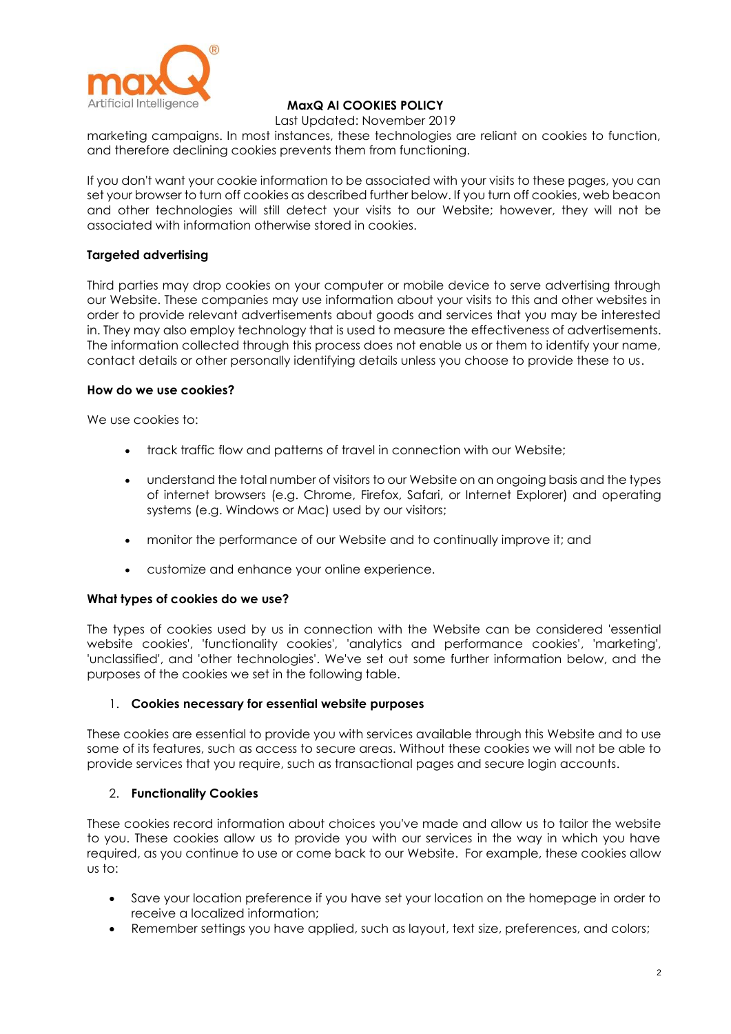marketing campaigns. In most instances, these technologies are reliant on cookies to function, and therefore declining cookies prevents them from functioning.

If you don't want your cookie information to be associated with your visits to these pages, you can set your browser to turn off cookies as described further below. If you turn off cookies, web beacon and other technologies will still detect your visits to our Website; however, they will not be associated with information otherwise stored in cookies.

**Targeted advertising**

Third parties may drop cookies on your computer or mobile device to serve advertising through our Website. These companies may use information about your visits to this and other websites in order to provide relevant advertisements about goods and services that you may be interested in. They may also employ technology that is used to measure the effectiveness of advertisements. The information collected through this process does not enable us or them to identify your name, contact details or other personally identifying details unless you choose to provide these to us.

**How do we use cookies?**

We use cookies to:

- track traffic flow and patterns of travel in connection with our Website;
- understand the total number of visitors to our Website on an ongoing basis and the types of internet browsers (e.g. Chrome, Firefox, Safari, or Internet Explorer) and operating systems (e.g. Windows or Mac) used by our visitors;
- monitor the performance of our Website and to continually improve it; and
- customize and enhance your online experience.

**What types of cookies do we use?**

The types of cookies used by us in connection with the Website can be considered 'essential website cookies', 'functionality cookies', 'analytics and performance cookies', 'marketing', 'unclassified', and 'other technologies'. We've set out some further information below, and the purposes of the cookies we set in the following table.

1. **Cookies necessary for essential website purposes**

These cookies are essential to provide you with services available through this Website and to use some of its features, such as access to secure areas. Without these cookies we will not be able to provide services that you require, such as transactional pages and secure login accounts.

2. **Functionality Cookies**

These cookies record information about choices you've made and allow us to tailor the website to you. These cookies allow us to provide you with our services in the way in which you have required, as you continue to use or come back to our Website. For example, these cookies allow us to:

- Save your location preference if you have set your location on the homepage in order to receive a localized information;
- Remember settings you have applied, such as layout, text size, preferences, and colors;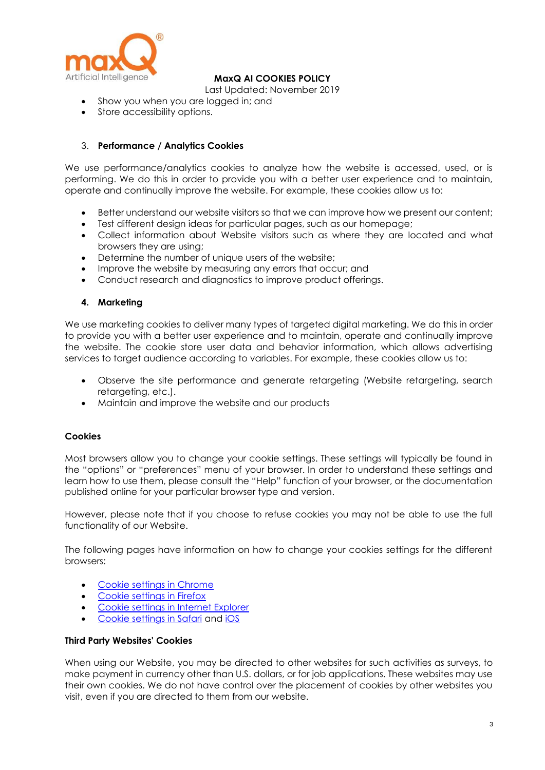- Show you when you are logged in; and
- Store accessibility options.

3. **Performance / Analytics Cookies**

We use performance/analytics cookies to analyze how the website is accessed, used, or is performing. We do this in order to provide you with a better user experience and to maintain, operate and continually improve the website. For example, these cookies allow us to:

- Better understand our website visitors so that we can improve how we present our content;
- Test different design ideas for particular pages, such as our homepage;
- Collect information about Website visitors such as where they are located and what browsers they are using;
- Determine the number of unique users of the website;
- Improve the website by measuring any errors that occur; and
- Conduct research and diagnostics to improve product offerings.

4. **Marketing**

We use marketing cookies to deliver many types of targeted digital marketing. We do this in order to provide you with a better user experience and to maintain, operate and continually improve the website. The cookie store user data and behavior information, which allows advertising services to target audience according to variables. For example, these cookies allow us to:

- Observe the site performance and generate retargeting (Website retargeting, search retargeting, etc.).
- Maintain and improve the website and our products

**Cookies**

Most browsers allow you to change your cookie settings. These settings will typically be found in the "options" or "preferences" menu of your browser. In order to understand these settings and learn how to use them, please consult the "Help" function of your browser, or the documentation published online for your particular browser type and version.

However, please note that if you choose to refuse cookies you may not be able to use the full functionality of our Website.

The following pages have information on how to change your cookies settings for the different browsers:

- Cookie settings in Chrome
- Cookie settings in Firefox
- Cookie settings in Internet Explorer
- Cookie settings in Safari and iOS

**Third Party Websites' Cookies**

When using our Website, you may be directed to other websites for such activities as surveys, to make payment in currency other than U.S. dollars, or for job applications. These websites may use their own cookies. We do not have control over the placement of cookies by other websites you visit, even if you are directed to them from our website.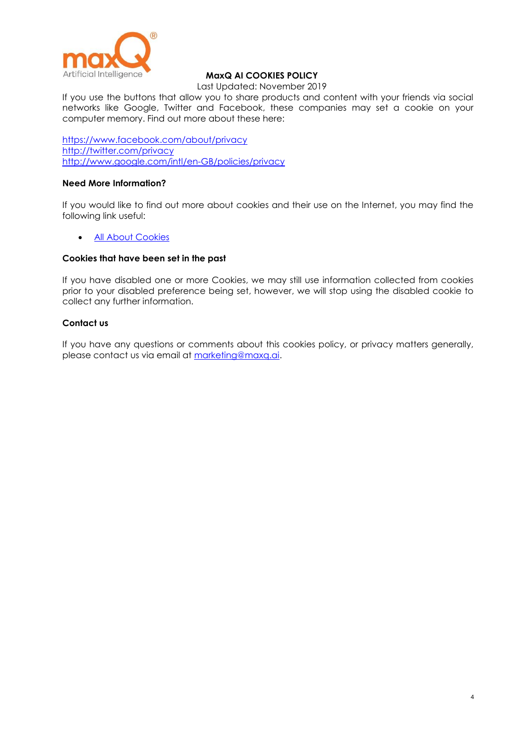**MaxQ AI COOKIES POLICY**

Last Updated: November 2019

If you use the buttons that allow you to share products and content with your friends via social networks like Google, Twitter and Facebook, these companies may set a cookie on your computer memory. Find out more about these here:

https://www.facebook.com/about/privacy
http://twitter.com/privacy
http://www.google.com/intl/en-GB/policies/privacy

**Need More Information?**

If you would like to find out more about cookies and their use on the Internet, you may find the following link useful:

- All About Cookies

**Cookies that have been set in the past**

If you have disabled one or more Cookies, we may still use information collected from cookies prior to your disabled preference being set, however, we will stop using the disabled cookie to collect any further information.

**Contact us**

If you have any questions or comments about this cookies policy, or privacy matters generally, please contact us via email at marketing@maxq.ai.